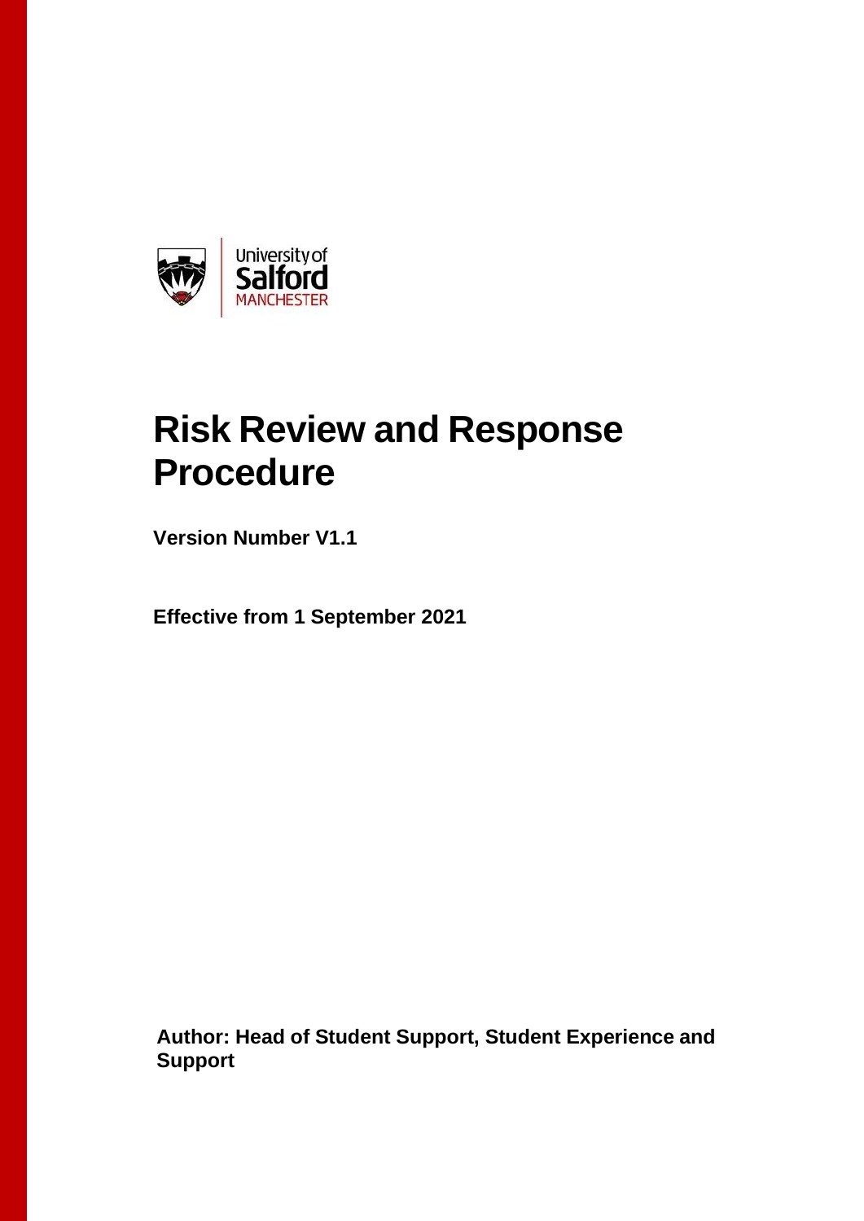University of Salford MANCHESTER

# Risk Review and Response Procedure

**Version Number V1.1**

**Effective from 1 September 2021**

**Author: Head of Student Support, Student Experience and Support**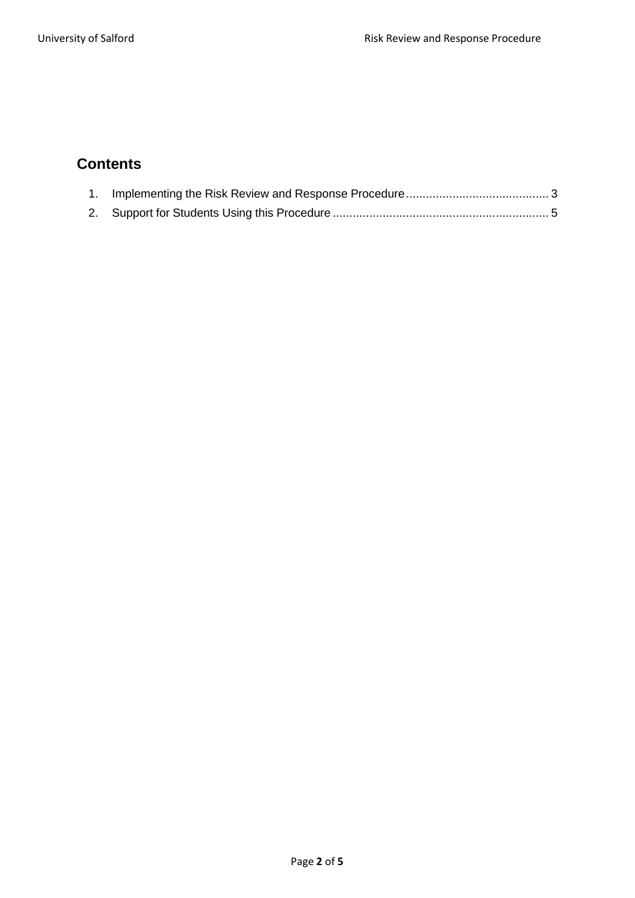## Contents

1. Implementing the Risk Review and Response Procedure .......................................... 3
2. Support for Students Using this Procedure ................................................................ 5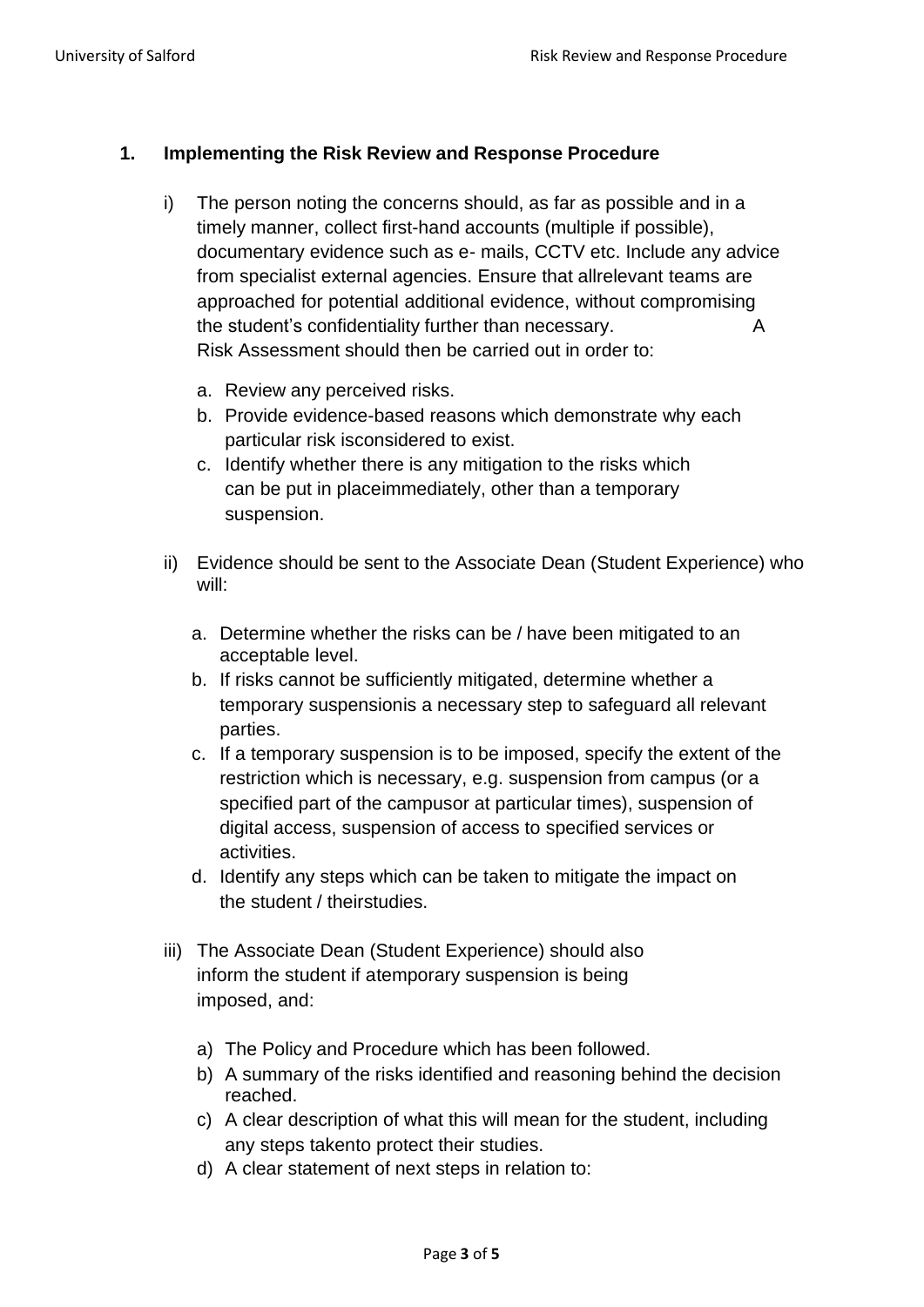## 1. Implementing the Risk Review and Response Procedure

i) The person noting the concerns should, as far as possible and in a timely manner, collect first-hand accounts (multiple if possible), documentary evidence such as e- mails, CCTV etc. Include any advice from specialist external agencies. Ensure that allrelevant teams are approached for potential additional evidence, without compromising the student's confidentiality further than necessary. A Risk Assessment should then be carried out in order to:

   a. Review any perceived risks.
   b. Provide evidence-based reasons which demonstrate why each particular risk isconsidered to exist.
   c. Identify whether there is any mitigation to the risks which can be put in placeimmediately, other than a temporary suspension.

ii) Evidence should be sent to the Associate Dean (Student Experience) who will:

   a. Determine whether the risks can be / have been mitigated to an acceptable level.
   b. If risks cannot be sufficiently mitigated, determine whether a temporary suspensionis a necessary step to safeguard all relevant parties.
   c. If a temporary suspension is to be imposed, specify the extent of the restriction which is necessary, e.g. suspension from campus (or a specified part of the campusor at particular times), suspension of digital access, suspension of access to specified services or activities.
   d. Identify any steps which can be taken to mitigate the impact on the student / theirstudies.

iii) The Associate Dean (Student Experience) should also inform the student if atemporary suspension is being imposed, and:

   a) The Policy and Procedure which has been followed.
   b) A summary of the risks identified and reasoning behind the decision reached.
   c) A clear description of what this will mean for the student, including any steps takento protect their studies.
   d) A clear statement of next steps in relation to: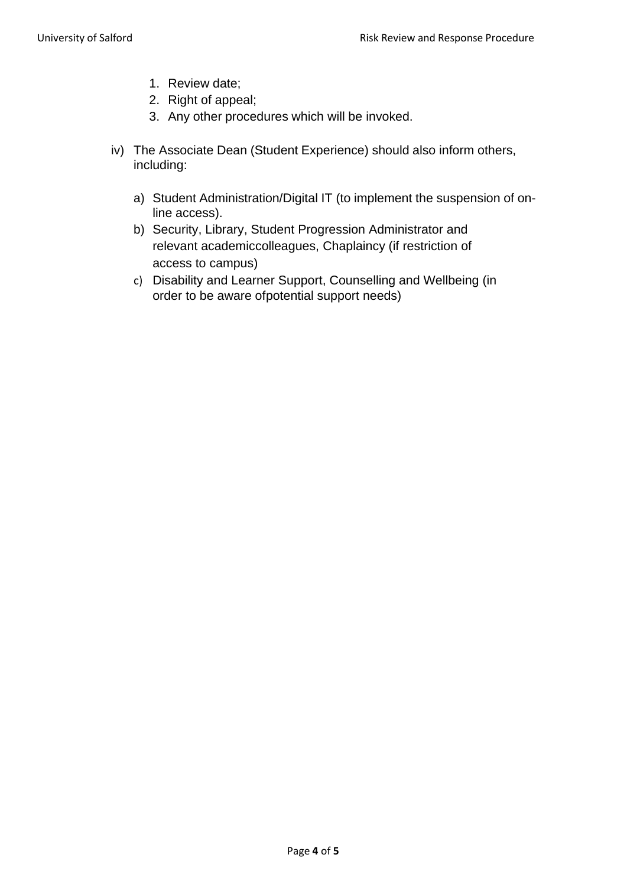1. Review date;
2. Right of appeal;
3. Any other procedures which will be invoked.

iv) The Associate Dean (Student Experience) should also inform others, including:

a) Student Administration/Digital IT (to implement the suspension of on-line access).
b) Security, Library, Student Progression Administrator and relevant academiccolleagues, Chaplaincy (if restriction of access to campus)
c) Disability and Learner Support, Counselling and Wellbeing (in order to be aware ofpotential support needs)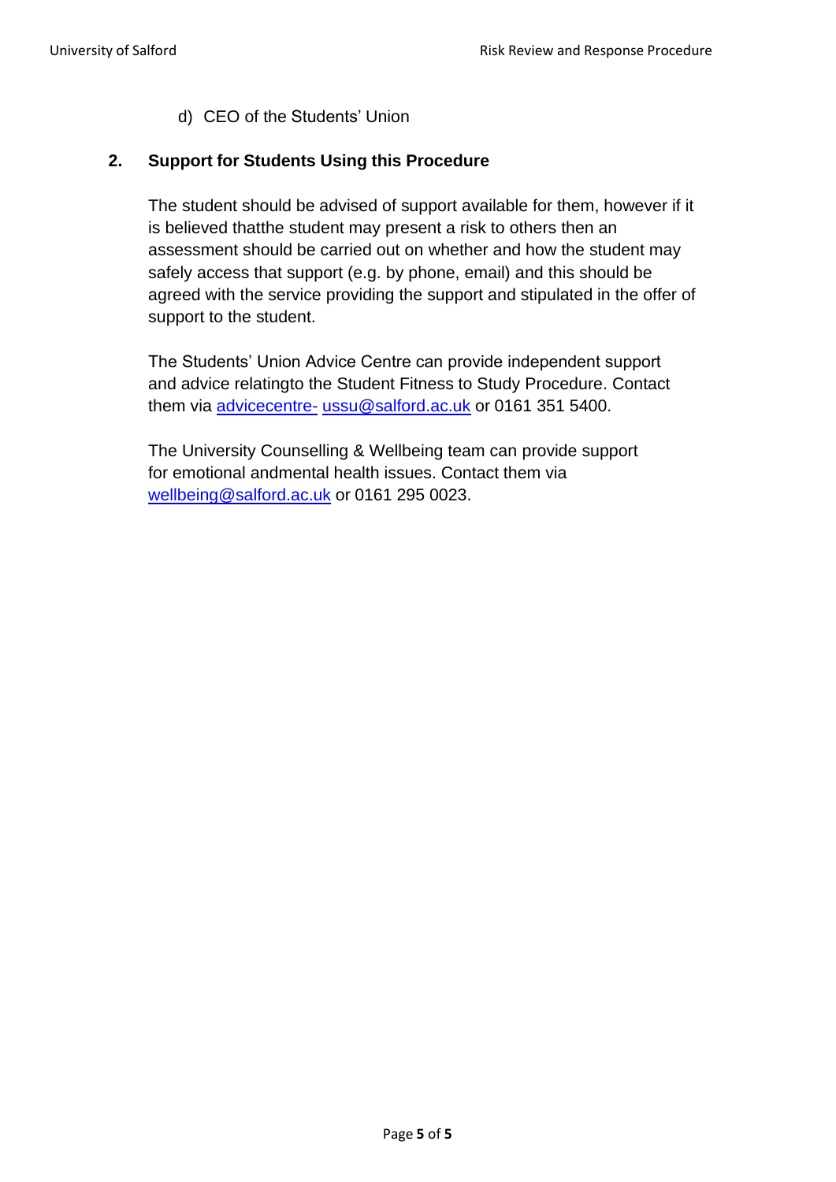d) CEO of the Students' Union

## 2. Support for Students Using this Procedure

The student should be advised of support available for them, however if it is believed thatthe student may present a risk to others then an assessment should be carried out on whether and how the student may safely access that support (e.g. by phone, email) and this should be agreed with the service providing the support and stipulated in the offer of support to the student.

The Students' Union Advice Centre can provide independent support and advice relatingto the Student Fitness to Study Procedure. Contact them via advicecentre- ussu@salford.ac.uk or 0161 351 5400.

The University Counselling & Wellbeing team can provide support for emotional andmental health issues. Contact them via wellbeing@salford.ac.uk or 0161 295 0023.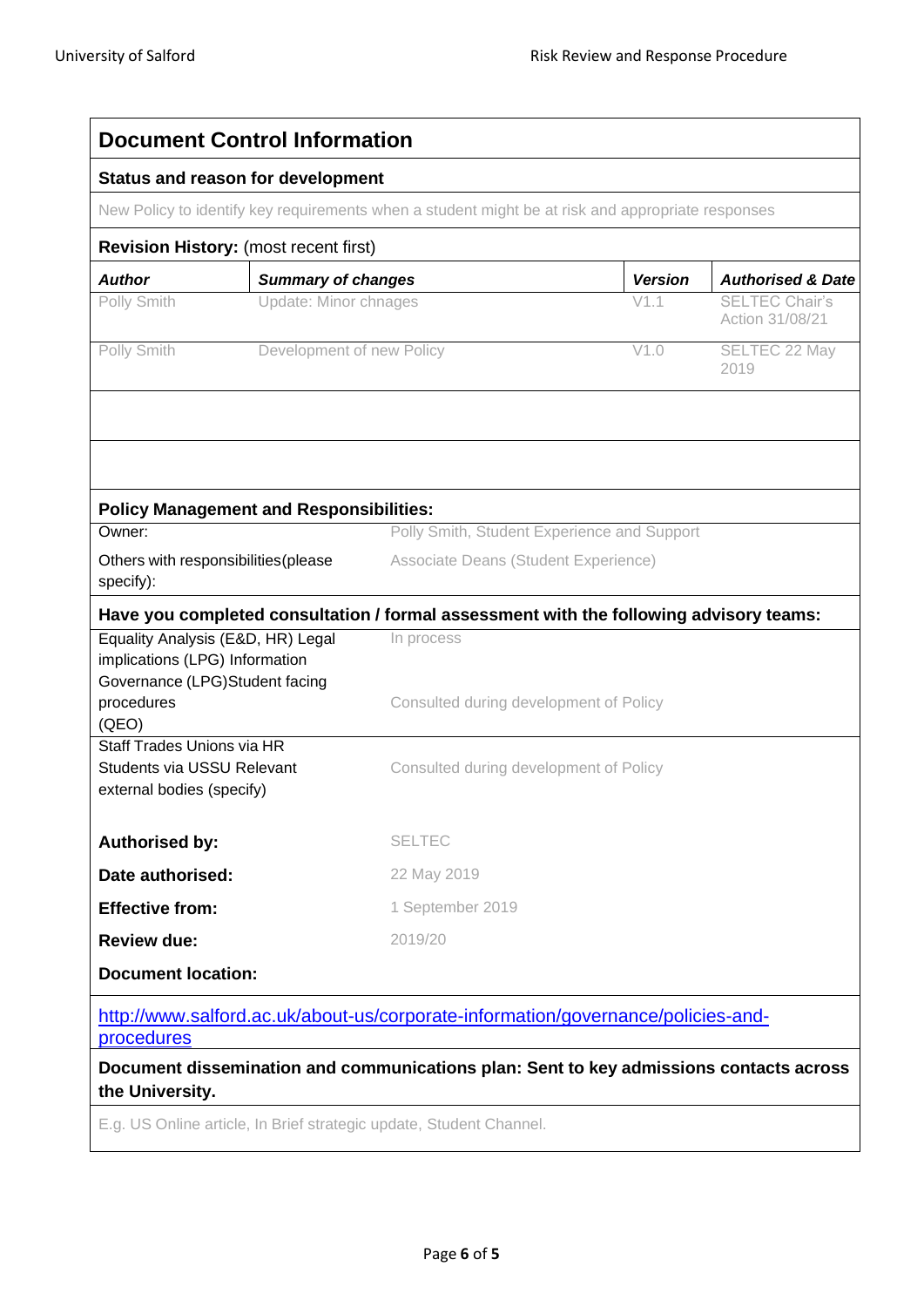## Document Control Information

### Status and reason for development

New Policy to identify key requirements when a student might be at risk and appropriate responses

### Revision History: (most recent first)

| *Author* | *Summary of changes* | *Version* | *Authorised & Date* |
|---|---|---|---|
| Polly Smith | Update: Minor chnages | V1.1 | SELTEC Chair's Action 31/08/21 |
| Polly Smith | Development of new Policy | V1.0 | SELTEC 22 May 2019 |
| | | | |
| | | | |

### Policy Management and Responsibilities:

| | |
|---|---|
| Owner: | Polly Smith, Student Experience and Support |
| Others with responsibilities(please specify): | Associate Deans (Student Experience) |

### Have you completed consultation / formal assessment with the following advisory teams:

| | |
|---|---|
| Equality Analysis (E&D, HR) Legal implications (LPG) Information Governance (LPG)Student facing procedures (QEO) | In process<br>Consulted during development of Policy |
| Staff Trades Unions via HR Students via USSU Relevant external bodies (specify) | Consulted during development of Policy |

| | |
|---|---|
| **Authorised by:** | SELTEC |
| **Date authorised:** | 22 May 2019 |
| **Effective from:** | 1 September 2019 |
| **Review due:** | 2019/20 |
| **Document location:** | |

[http://www.salford.ac.uk/about-us/corporate-information/governance/policies-and-procedures](http://www.salford.ac.uk/about-us/corporate-information/governance/policies-and-procedures)

**Document dissemination and communications plan: Sent to key admissions contacts across the University.**

E.g. US Online article, In Brief strategic update, Student Channel.